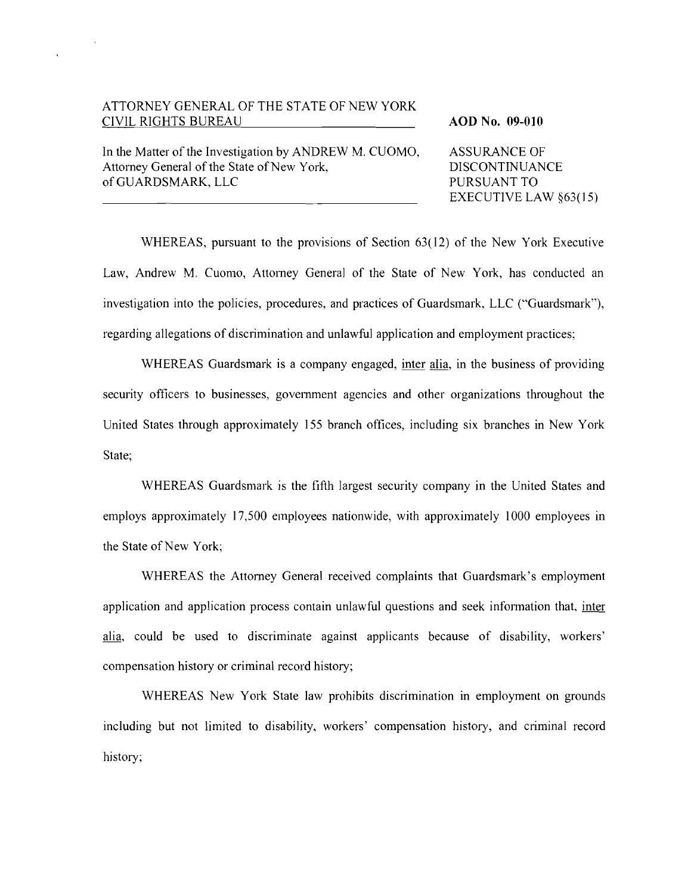ATTORNEY GENERAL OF THE STATE OF NEW YORK
CIVIL RIGHTS BUREAU

**AOD No. 09-010**

In the Matter of the Investigation by ANDREW M. CUOMO, Attorney General of the State of New York, of GUARDSMARK, LLC

ASSURANCE OF DISCONTINUANCE PURSUANT TO EXECUTIVE LAW §63(15)

WHEREAS, pursuant to the provisions of Section 63(12) of the New York Executive Law, Andrew M. Cuomo, Attorney General of the State of New York, has conducted an investigation into the policies, procedures, and practices of Guardsmark, LLC ("Guardsmark"), regarding allegations of discrimination and unlawful application and employment practices;

WHEREAS Guardsmark is a company engaged, inter alia, in the business of providing security officers to businesses, government agencies and other organizations throughout the United States through approximately 155 branch offices, including six branches in New York State;

WHEREAS Guardsmark is the fifth largest security company in the United States and employs approximately 17,500 employees nationwide, with approximately 1000 employees in the State of New York;

WHEREAS the Attorney General received complaints that Guardsmark's employment application and application process contain unlawful questions and seek information that, inter alia, could be used to discriminate against applicants because of disability, workers' compensation history or criminal record history;

WHEREAS New York State law prohibits discrimination in employment on grounds including but not limited to disability, workers' compensation history, and criminal record history;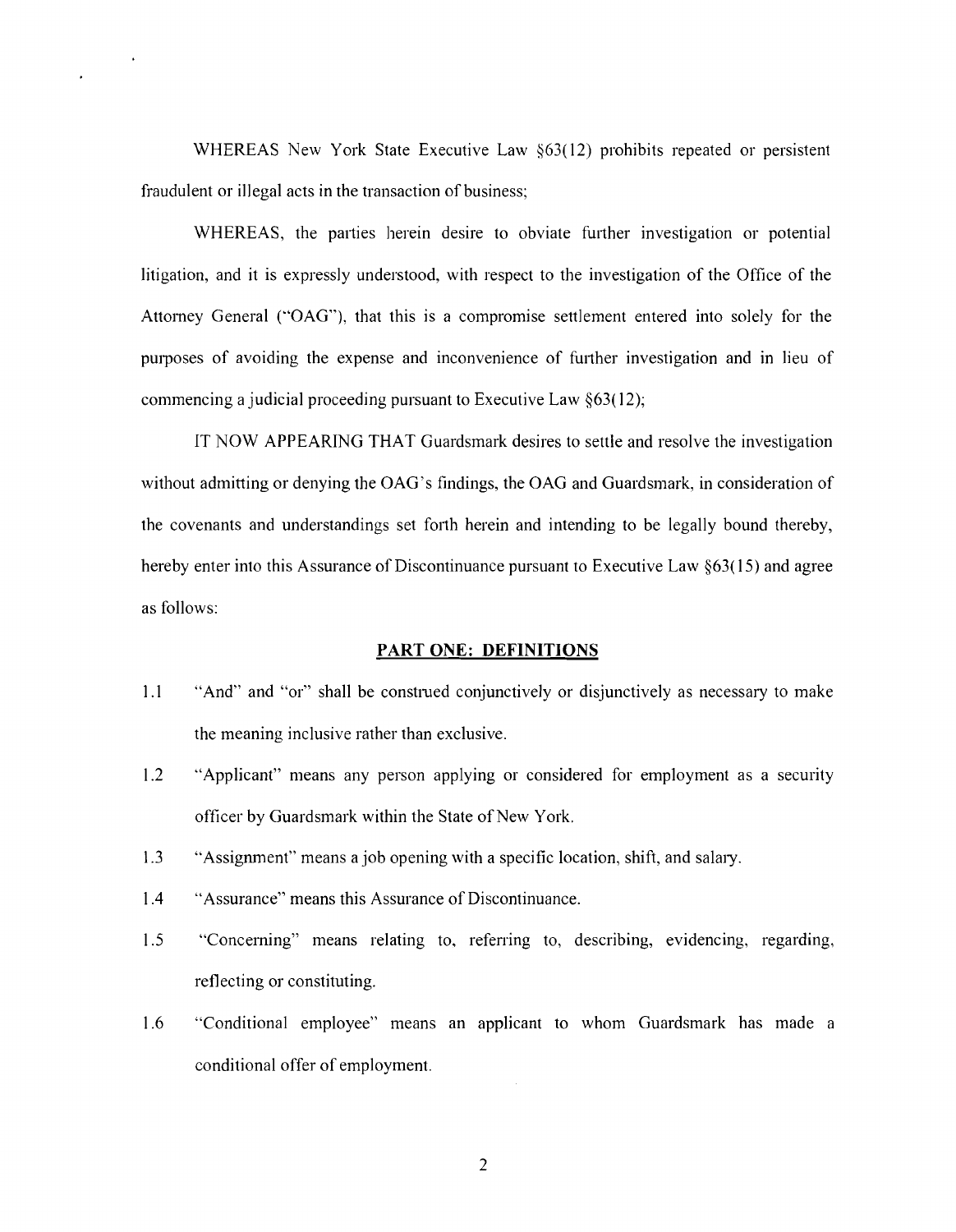WHEREAS New York State Executive Law §63(12) prohibits repeated or persistent fraudulent or illegal acts in the transaction of business;

WHEREAS, the parties herein desire to obviate further investigation or potential litigation, and it is expressly understood, with respect to the investigation of the Office of the Attorney General ("OAG"), that this is a compromise settlement entered into solely for the purposes of avoiding the expense and inconvenience of further investigation and in lieu of commencing a judicial proceeding pursuant to Executive Law §63(12);

IT NOW APPEARING THAT Guardsmark desires to settle and resolve the investigation without admitting or denying the OAG's findings, the OAG and Guardsmark, in consideration of the covenants and understandings set forth herein and intending to be legally bound thereby, hereby enter into this Assurance of Discontinuance pursuant to Executive Law §63(15) and agree as follows:

## PART ONE: DEFINITIONS

1.1 "And" and "or" shall be construed conjunctively or disjunctively as necessary to make the meaning inclusive rather than exclusive.

1.2 "Applicant" means any person applying or considered for employment as a security officer by Guardsmark within the State of New York.

1.3 "Assignment" means a job opening with a specific location, shift, and salary.

1.4 "Assurance" means this Assurance of Discontinuance.

1.5 "Concerning" means relating to, referring to, describing, evidencing, regarding, reflecting or constituting.

1.6 "Conditional employee" means an applicant to whom Guardsmark has made a conditional offer of employment.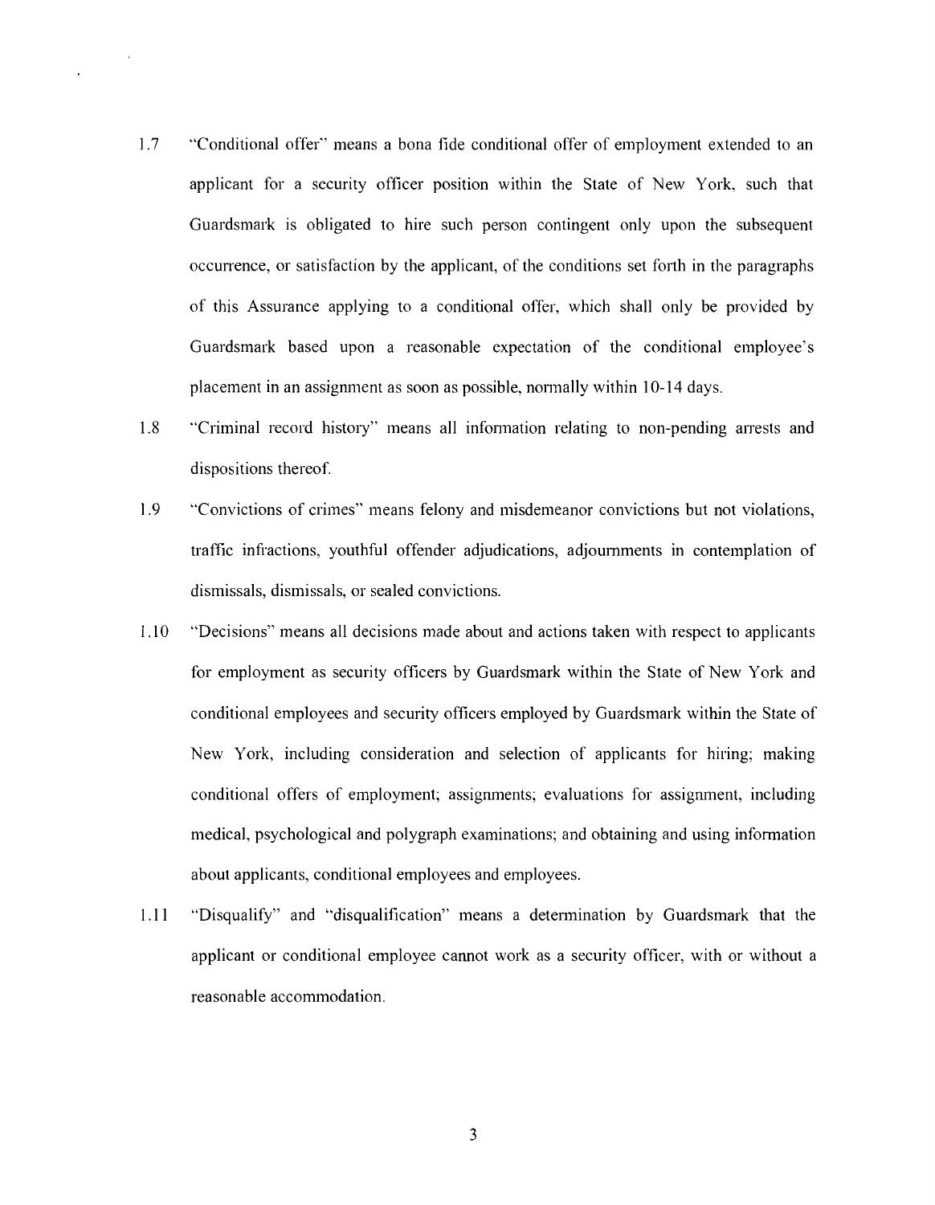1.7 "Conditional offer" means a bona fide conditional offer of employment extended to an applicant for a security officer position within the State of New York, such that Guardsmark is obligated to hire such person contingent only upon the subsequent occurrence, or satisfaction by the applicant, of the conditions set forth in the paragraphs of this Assurance applying to a conditional offer, which shall only be provided by Guardsmark based upon a reasonable expectation of the conditional employee's placement in an assignment as soon as possible, normally within 10-14 days.

1.8 "Criminal record history" means all information relating to non-pending arrests and dispositions thereof.

1.9 "Convictions of crimes" means felony and misdemeanor convictions but not violations, traffic infractions, youthful offender adjudications, adjournments in contemplation of dismissals, dismissals, or sealed convictions.

1.10 "Decisions" means all decisions made about and actions taken with respect to applicants for employment as security officers by Guardsmark within the State of New York and conditional employees and security officers employed by Guardsmark within the State of New York, including consideration and selection of applicants for hiring; making conditional offers of employment; assignments; evaluations for assignment, including medical, psychological and polygraph examinations; and obtaining and using information about applicants, conditional employees and employees.

1.11 "Disqualify" and "disqualification" means a determination by Guardsmark that the applicant or conditional employee cannot work as a security officer, with or without a reasonable accommodation.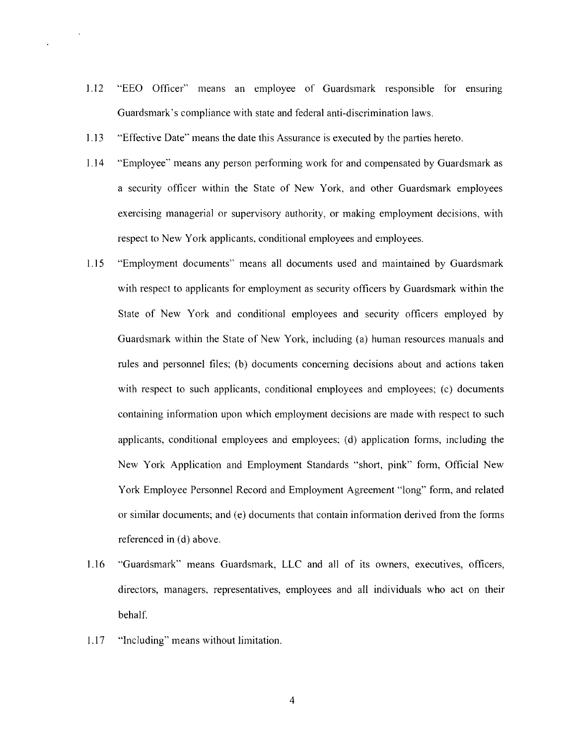1.12 "EEO Officer" means an employee of Guardsmark responsible for ensuring Guardsmark's compliance with state and federal anti-discrimination laws.

1.13 "Effective Date" means the date this Assurance is executed by the parties hereto.

1.14 "Employee" means any person performing work for and compensated by Guardsmark as a security officer within the State of New York, and other Guardsmark employees exercising managerial or supervisory authority, or making employment decisions, with respect to New York applicants, conditional employees and employees.

1.15 "Employment documents" means all documents used and maintained by Guardsmark with respect to applicants for employment as security officers by Guardsmark within the State of New York and conditional employees and security officers employed by Guardsmark within the State of New York, including (a) human resources manuals and rules and personnel files; (b) documents concerning decisions about and actions taken with respect to such applicants, conditional employees and employees; (c) documents containing information upon which employment decisions are made with respect to such applicants, conditional employees and employees; (d) application forms, including the New York Application and Employment Standards "short, pink" form, Official New York Employee Personnel Record and Employment Agreement "long" form, and related or similar documents; and (e) documents that contain information derived from the forms referenced in (d) above.

1.16 "Guardsmark" means Guardsmark, LLC and all of its owners, executives, officers, directors, managers, representatives, employees and all individuals who act on their behalf.

1.17 "Including" means without limitation.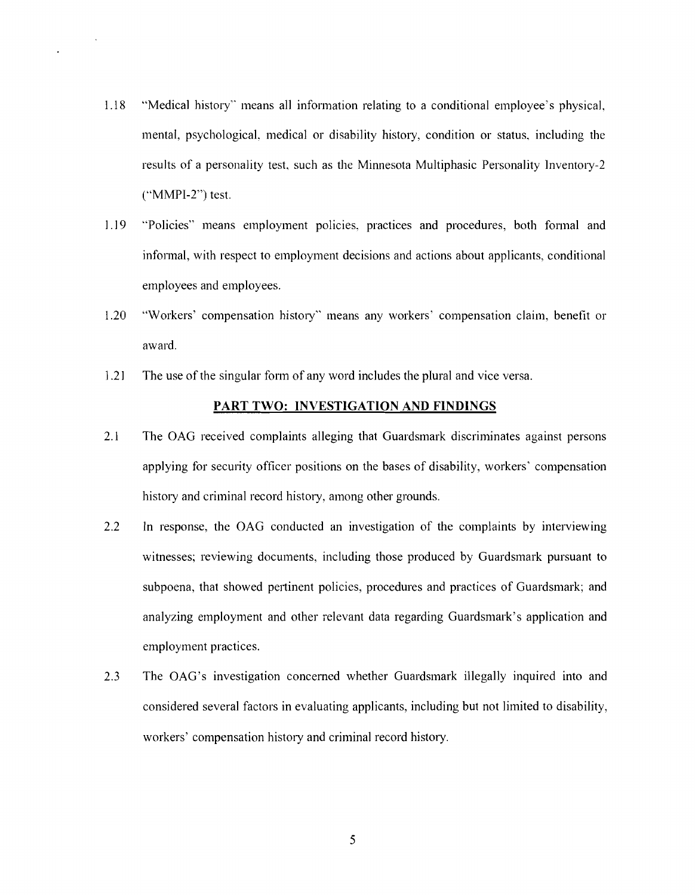1.18 "Medical history" means all information relating to a conditional employee's physical, mental, psychological, medical or disability history, condition or status, including the results of a personality test, such as the Minnesota Multiphasic Personality Inventory-2 ("MMPI-2") test.

1.19 "Policies" means employment policies, practices and procedures, both formal and informal, with respect to employment decisions and actions about applicants, conditional employees and employees.

1.20 "Workers' compensation history" means any workers' compensation claim, benefit or award.

1.21 The use of the singular form of any word includes the plural and vice versa.

## PART TWO: INVESTIGATION AND FINDINGS

2.1 The OAG received complaints alleging that Guardsmark discriminates against persons applying for security officer positions on the bases of disability, workers' compensation history and criminal record history, among other grounds.

2.2 In response, the OAG conducted an investigation of the complaints by interviewing witnesses; reviewing documents, including those produced by Guardsmark pursuant to subpoena, that showed pertinent policies, procedures and practices of Guardsmark; and analyzing employment and other relevant data regarding Guardsmark's application and employment practices.

2.3 The OAG's investigation concerned whether Guardsmark illegally inquired into and considered several factors in evaluating applicants, including but not limited to disability, workers' compensation history and criminal record history.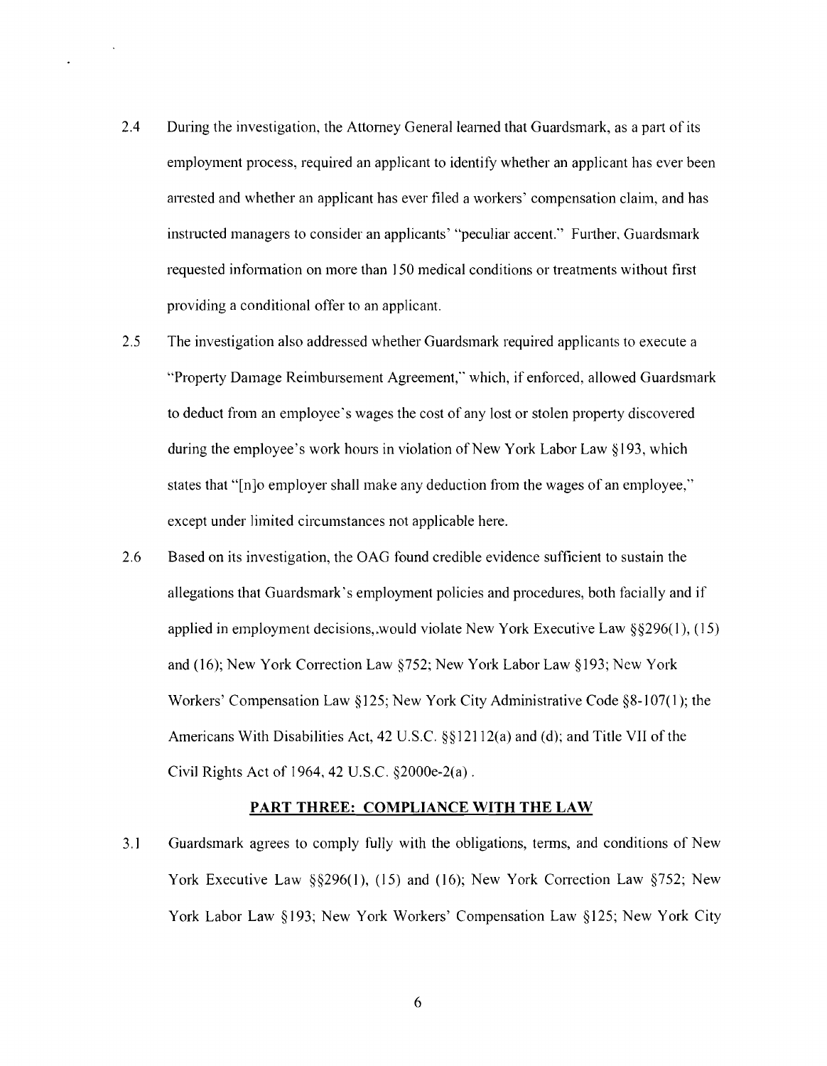2.4 During the investigation, the Attorney General learned that Guardsmark, as a part of its employment process, required an applicant to identify whether an applicant has ever been arrested and whether an applicant has ever filed a workers' compensation claim, and has instructed managers to consider an applicants' "peculiar accent." Further, Guardsmark requested information on more than 150 medical conditions or treatments without first providing a conditional offer to an applicant.

2.5 The investigation also addressed whether Guardsmark required applicants to execute a "Property Damage Reimbursement Agreement," which, if enforced, allowed Guardsmark to deduct from an employee's wages the cost of any lost or stolen property discovered during the employee's work hours in violation of New York Labor Law §193, which states that "[n]o employer shall make any deduction from the wages of an employee," except under limited circumstances not applicable here.

2.6 Based on its investigation, the OAG found credible evidence sufficient to sustain the allegations that Guardsmark's employment policies and procedures, both facially and if applied in employment decisions,.would violate New York Executive Law §§296(1), (15) and (16); New York Correction Law §752; New York Labor Law §193; New York Workers' Compensation Law §125; New York City Administrative Code §8-107(1); the Americans With Disabilities Act, 42 U.S.C. §§12112(a) and (d); and Title VII of the Civil Rights Act of 1964, 42 U.S.C. §2000e-2(a) .

## PART THREE: COMPLIANCE WITH THE LAW

3.1 Guardsmark agrees to comply fully with the obligations, terms, and conditions of New York Executive Law §§296(1), (15) and (16); New York Correction Law §752; New York Labor Law §193; New York Workers' Compensation Law §125; New York City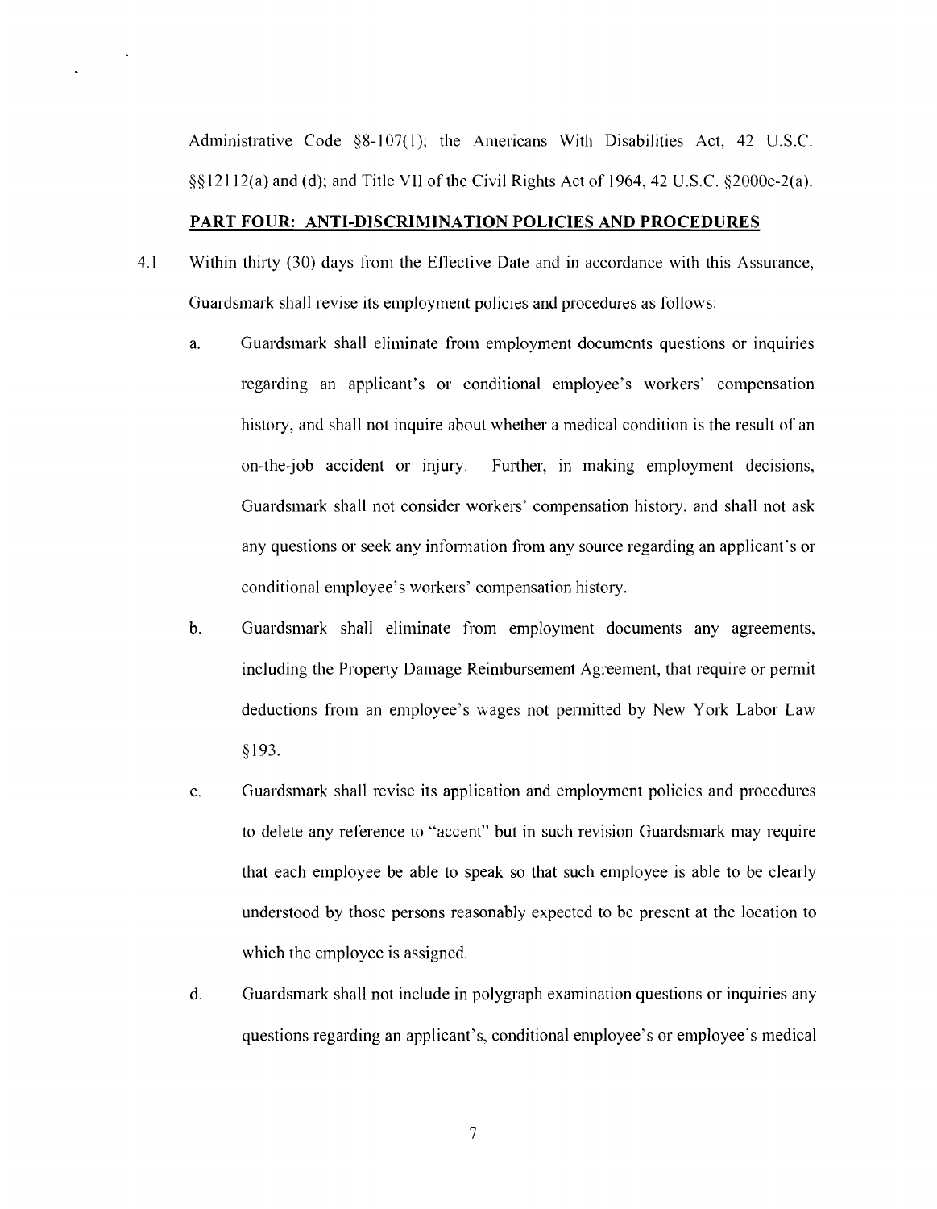Administrative Code §8-107(1); the Americans With Disabilities Act, 42 U.S.C. §§12112(a) and (d); and Title VII of the Civil Rights Act of 1964, 42 U.S.C. §2000e-2(a).

**PART FOUR: ANTI-DISCRIMINATION POLICIES AND PROCEDURES**

4.1 Within thirty (30) days from the Effective Date and in accordance with this Assurance, Guardsmark shall revise its employment policies and procedures as follows:

a. Guardsmark shall eliminate from employment documents questions or inquiries regarding an applicant's or conditional employee's workers' compensation history, and shall not inquire about whether a medical condition is the result of an on-the-job accident or injury. Further, in making employment decisions, Guardsmark shall not consider workers' compensation history, and shall not ask any questions or seek any information from any source regarding an applicant's or conditional employee's workers' compensation history.

b. Guardsmark shall eliminate from employment documents any agreements, including the Property Damage Reimbursement Agreement, that require or permit deductions from an employee's wages not permitted by New York Labor Law §193.

c. Guardsmark shall revise its application and employment policies and procedures to delete any reference to "accent" but in such revision Guardsmark may require that each employee be able to speak so that such employee is able to be clearly understood by those persons reasonably expected to be present at the location to which the employee is assigned.

d. Guardsmark shall not include in polygraph examination questions or inquiries any questions regarding an applicant's, conditional employee's or employee's medical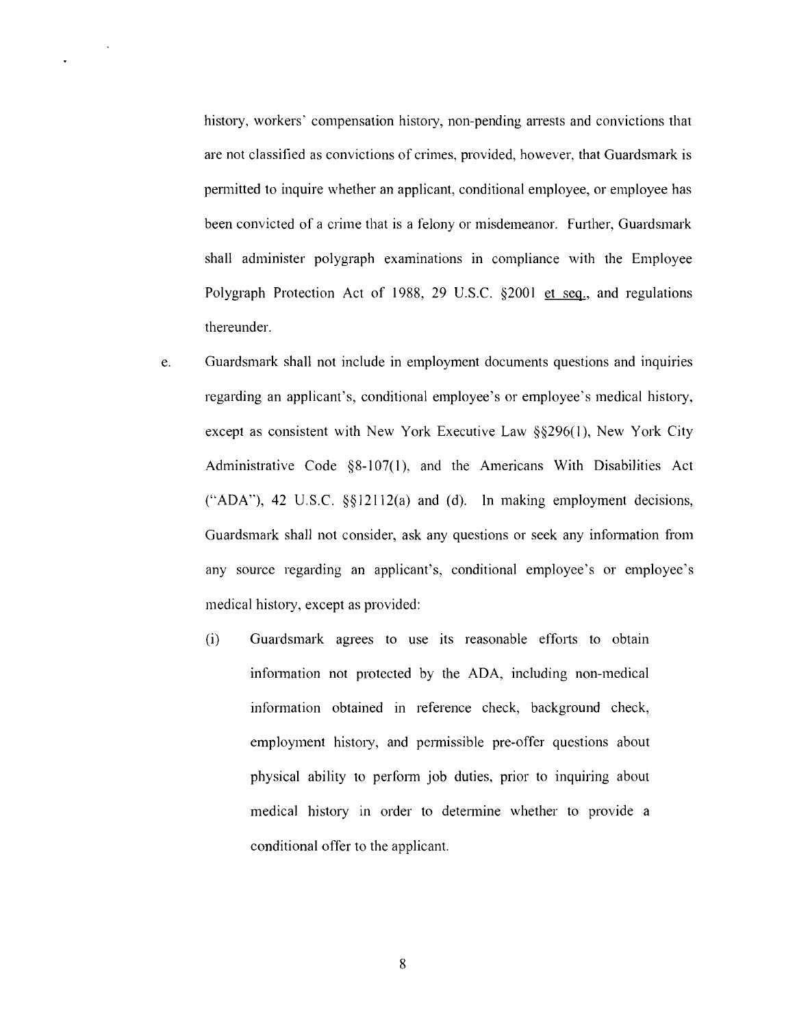history, workers' compensation history, non-pending arrests and convictions that are not classified as convictions of crimes, provided, however, that Guardsmark is permitted to inquire whether an applicant, conditional employee, or employee has been convicted of a crime that is a felony or misdemeanor. Further, Guardsmark shall administer polygraph examinations in compliance with the Employee Polygraph Protection Act of 1988, 29 U.S.C. §2001 et seq., and regulations thereunder.

e. Guardsmark shall not include in employment documents questions and inquiries regarding an applicant's, conditional employee's or employee's medical history, except as consistent with New York Executive Law §§296(1), New York City Administrative Code §8-107(1), and the Americans With Disabilities Act ("ADA"), 42 U.S.C. §§12112(a) and (d). In making employment decisions, Guardsmark shall not consider, ask any questions or seek any information from any source regarding an applicant's, conditional employee's or employee's medical history, except as provided:

   (i) Guardsmark agrees to use its reasonable efforts to obtain information not protected by the ADA, including non-medical information obtained in reference check, background check, employment history, and permissible pre-offer questions about physical ability to perform job duties, prior to inquiring about medical history in order to determine whether to provide a conditional offer to the applicant.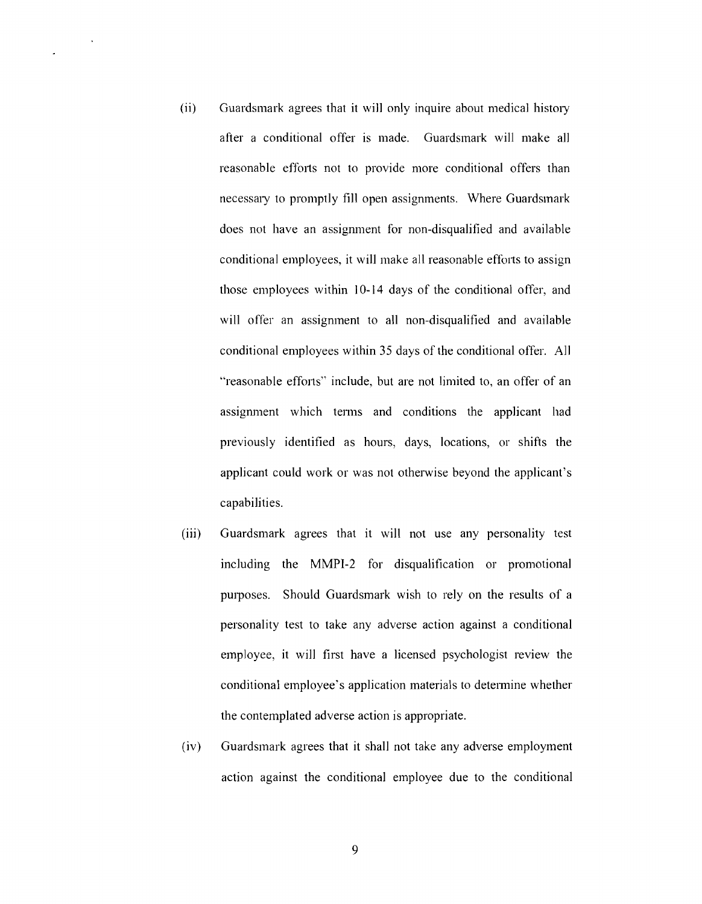(ii) Guardsmark agrees that it will only inquire about medical history after a conditional offer is made. Guardsmark will make all reasonable efforts not to provide more conditional offers than necessary to promptly fill open assignments. Where Guardsmark does not have an assignment for non-disqualified and available conditional employees, it will make all reasonable efforts to assign those employees within 10-14 days of the conditional offer, and will offer an assignment to all non-disqualified and available conditional employees within 35 days of the conditional offer. All "reasonable efforts" include, but are not limited to, an offer of an assignment which terms and conditions the applicant had previously identified as hours, days, locations, or shifts the applicant could work or was not otherwise beyond the applicant's capabilities.

(iii) Guardsmark agrees that it will not use any personality test including the MMPI-2 for disqualification or promotional purposes. Should Guardsmark wish to rely on the results of a personality test to take any adverse action against a conditional employee, it will first have a licensed psychologist review the conditional employee's application materials to determine whether the contemplated adverse action is appropriate.

(iv) Guardsmark agrees that it shall not take any adverse employment action against the conditional employee due to the conditional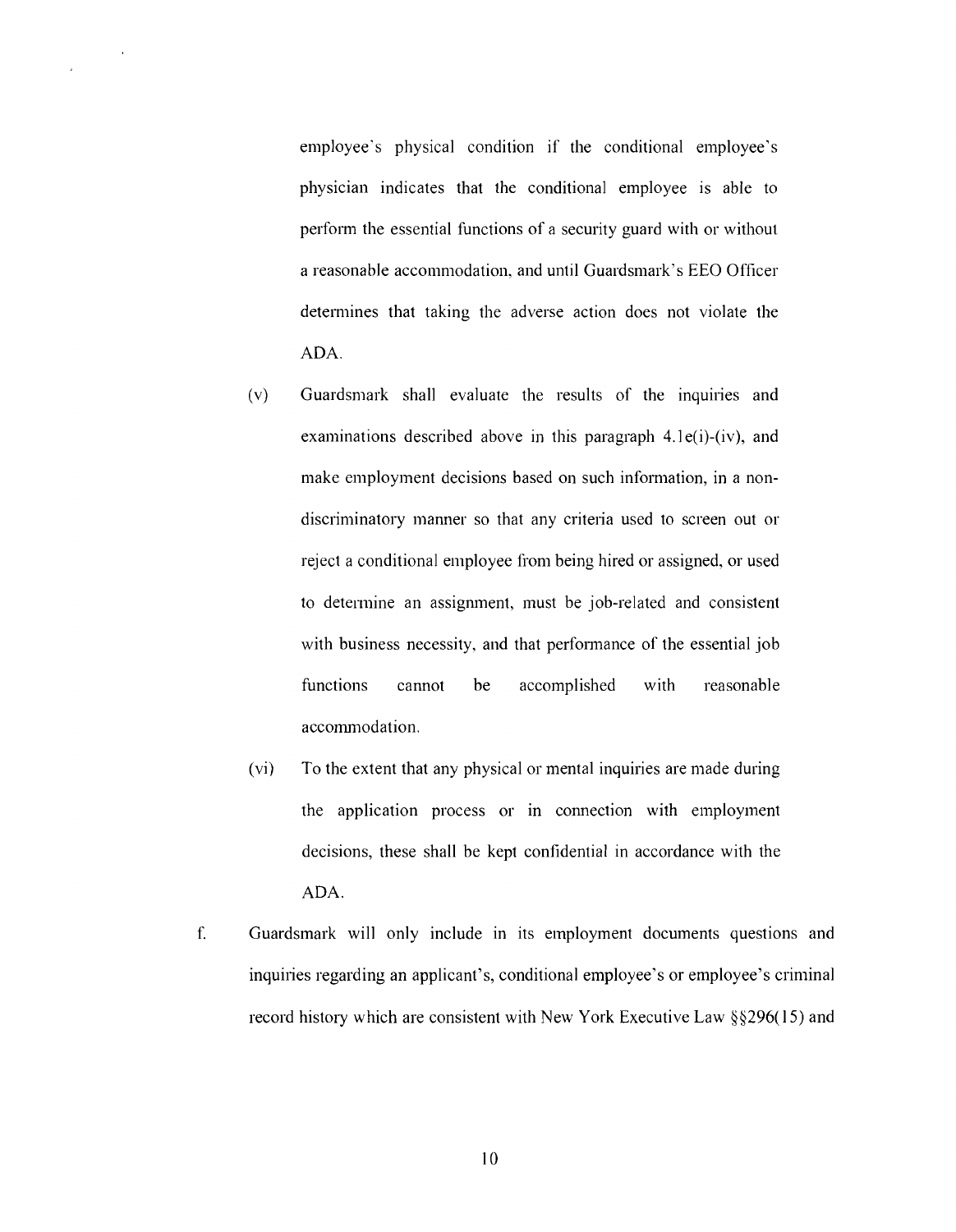employee's physical condition if the conditional employee's physician indicates that the conditional employee is able to perform the essential functions of a security guard with or without a reasonable accommodation, and until Guardsmark's EEO Officer determines that taking the adverse action does not violate the ADA.

(v) Guardsmark shall evaluate the results of the inquiries and examinations described above in this paragraph 4.1e(i)-(iv), and make employment decisions based on such information, in a non-discriminatory manner so that any criteria used to screen out or reject a conditional employee from being hired or assigned, or used to determine an assignment, must be job-related and consistent with business necessity, and that performance of the essential job functions cannot be accomplished with reasonable accommodation.

(vi) To the extent that any physical or mental inquiries are made during the application process or in connection with employment decisions, these shall be kept confidential in accordance with the ADA.

f. Guardsmark will only include in its employment documents questions and inquiries regarding an applicant's, conditional employee's or employee's criminal record history which are consistent with New York Executive Law §§296(15) and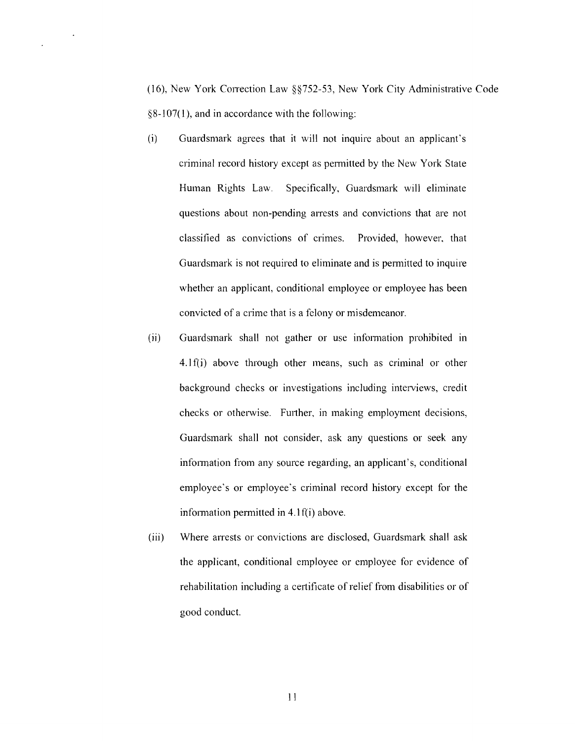(16), New York Correction Law §§752-53, New York City Administrative Code §8-107(1), and in accordance with the following:

(i) Guardsmark agrees that it will not inquire about an applicant's criminal record history except as permitted by the New York State Human Rights Law. Specifically, Guardsmark will eliminate questions about non-pending arrests and convictions that are not classified as convictions of crimes. Provided, however, that Guardsmark is not required to eliminate and is permitted to inquire whether an applicant, conditional employee or employee has been convicted of a crime that is a felony or misdemeanor.

(ii) Guardsmark shall not gather or use information prohibited in 4.1f(i) above through other means, such as criminal or other background checks or investigations including interviews, credit checks or otherwise. Further, in making employment decisions, Guardsmark shall not consider, ask any questions or seek any information from any source regarding, an applicant's, conditional employee's or employee's criminal record history except for the information permitted in 4.1f(i) above.

(iii) Where arrests or convictions are disclosed, Guardsmark shall ask the applicant, conditional employee or employee for evidence of rehabilitation including a certificate of relief from disabilities or of good conduct.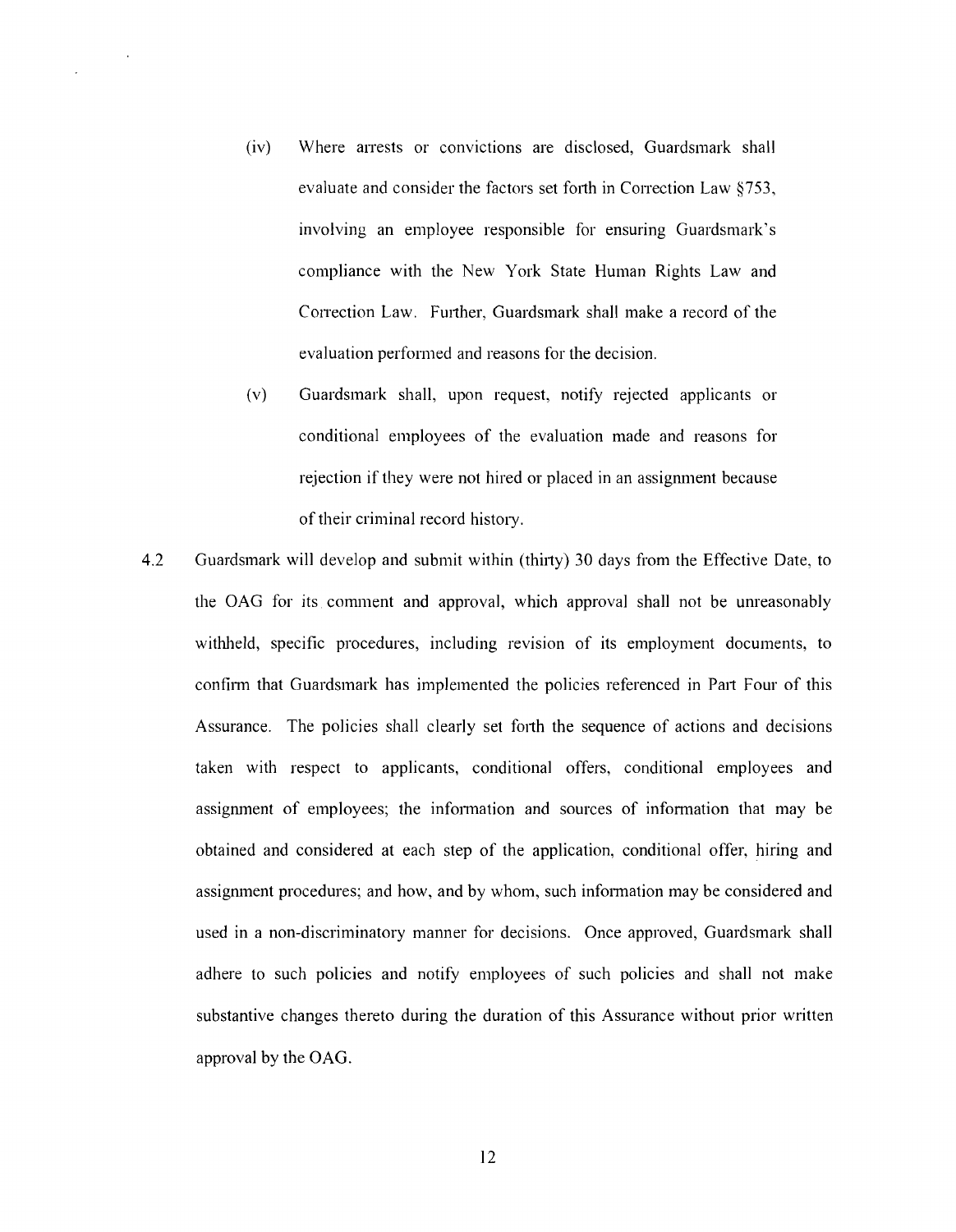(iv) Where arrests or convictions are disclosed, Guardsmark shall evaluate and consider the factors set forth in Correction Law §753, involving an employee responsible for ensuring Guardsmark's compliance with the New York State Human Rights Law and Correction Law. Further, Guardsmark shall make a record of the evaluation performed and reasons for the decision.

(v) Guardsmark shall, upon request, notify rejected applicants or conditional employees of the evaluation made and reasons for rejection if they were not hired or placed in an assignment because of their criminal record history.

4.2 Guardsmark will develop and submit within (thirty) 30 days from the Effective Date, to the OAG for its comment and approval, which approval shall not be unreasonably withheld, specific procedures, including revision of its employment documents, to confirm that Guardsmark has implemented the policies referenced in Part Four of this Assurance. The policies shall clearly set forth the sequence of actions and decisions taken with respect to applicants, conditional offers, conditional employees and assignment of employees; the information and sources of information that may be obtained and considered at each step of the application, conditional offer, hiring and assignment procedures; and how, and by whom, such information may be considered and used in a non-discriminatory manner for decisions. Once approved, Guardsmark shall adhere to such policies and notify employees of such policies and shall not make substantive changes thereto during the duration of this Assurance without prior written approval by the OAG.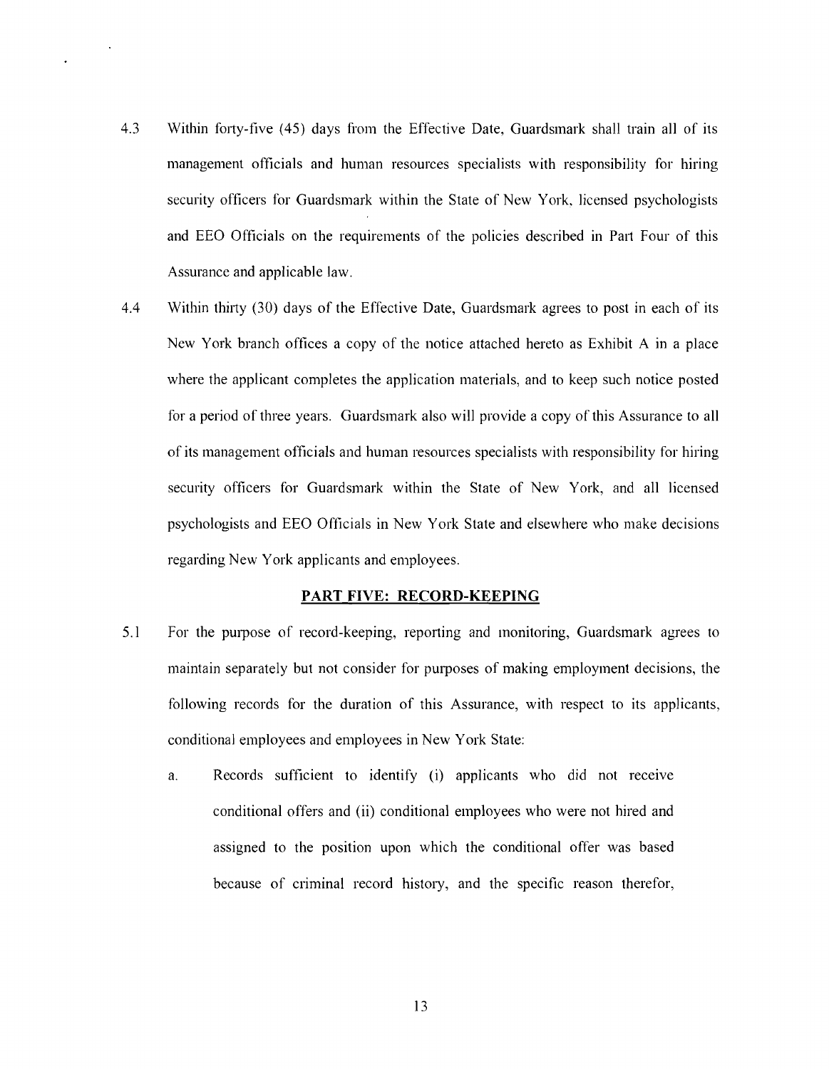4.3 Within forty-five (45) days from the Effective Date, Guardsmark shall train all of its management officials and human resources specialists with responsibility for hiring security officers for Guardsmark within the State of New York, licensed psychologists and EEO Officials on the requirements of the policies described in Part Four of this Assurance and applicable law.

4.4 Within thirty (30) days of the Effective Date, Guardsmark agrees to post in each of its New York branch offices a copy of the notice attached hereto as Exhibit A in a place where the applicant completes the application materials, and to keep such notice posted for a period of three years. Guardsmark also will provide a copy of this Assurance to all of its management officials and human resources specialists with responsibility for hiring security officers for Guardsmark within the State of New York, and all licensed psychologists and EEO Officials in New York State and elsewhere who make decisions regarding New York applicants and employees.

## PART FIVE: RECORD-KEEPING

5.1 For the purpose of record-keeping, reporting and monitoring, Guardsmark agrees to maintain separately but not consider for purposes of making employment decisions, the following records for the duration of this Assurance, with respect to its applicants, conditional employees and employees in New York State:

   a. Records sufficient to identify (i) applicants who did not receive conditional offers and (ii) conditional employees who were not hired and assigned to the position upon which the conditional offer was based because of criminal record history, and the specific reason therefor,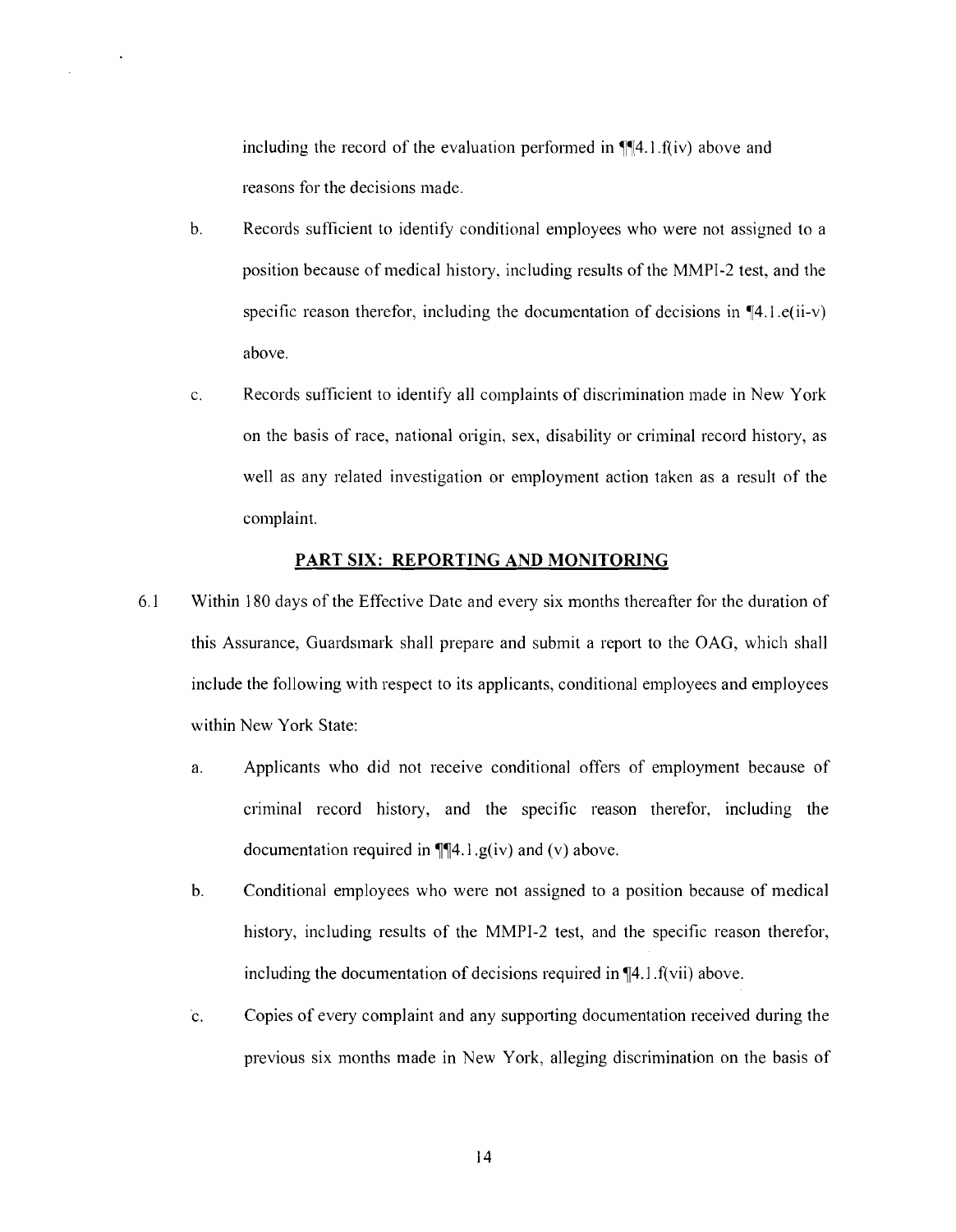including the record of the evaluation performed in ¶¶4.1.f(iv) above and reasons for the decisions made.

b. Records sufficient to identify conditional employees who were not assigned to a position because of medical history, including results of the MMPI-2 test, and the specific reason therefor, including the documentation of decisions in ¶4.1.e(ii-v) above.

c. Records sufficient to identify all complaints of discrimination made in New York on the basis of race, national origin, sex, disability or criminal record history, as well as any related investigation or employment action taken as a result of the complaint.

## PART SIX: REPORTING AND MONITORING

6.1 Within 180 days of the Effective Date and every six months thereafter for the duration of this Assurance, Guardsmark shall prepare and submit a report to the OAG, which shall include the following with respect to its applicants, conditional employees and employees within New York State:

a. Applicants who did not receive conditional offers of employment because of criminal record history, and the specific reason therefor, including the documentation required in ¶¶4.1.g(iv) and (v) above.

b. Conditional employees who were not assigned to a position because of medical history, including results of the MMPI-2 test, and the specific reason therefor, including the documentation of decisions required in ¶4.1.f(vii) above.

c. Copies of every complaint and any supporting documentation received during the previous six months made in New York, alleging discrimination on the basis of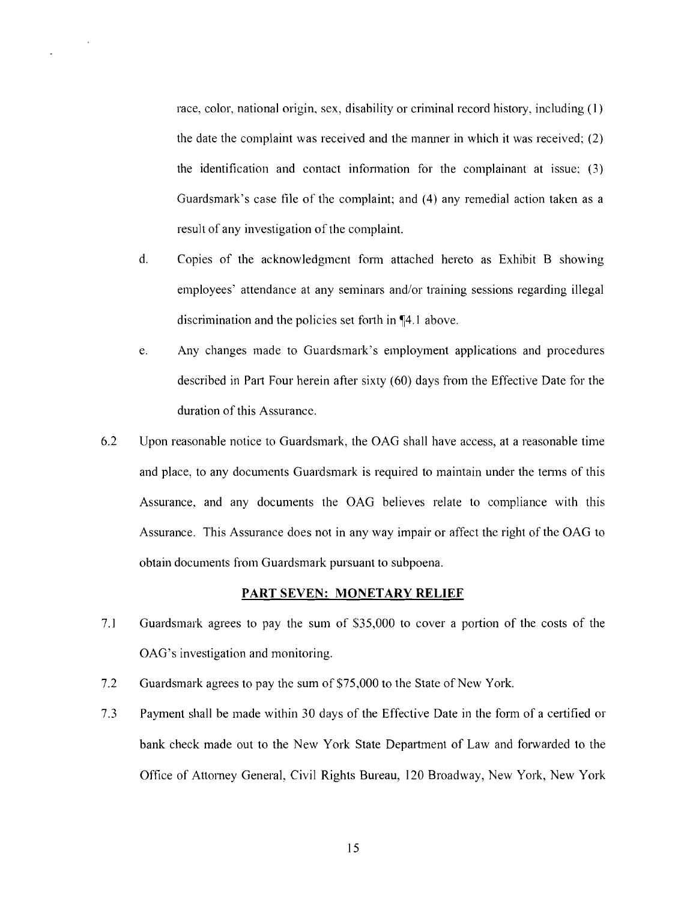race, color, national origin, sex, disability or criminal record history, including (1) the date the complaint was received and the manner in which it was received; (2) the identification and contact information for the complainant at issue; (3) Guardsmark's case file of the complaint; and (4) any remedial action taken as a result of any investigation of the complaint.

d. Copies of the acknowledgment form attached hereto as Exhibit B showing employees' attendance at any seminars and/or training sessions regarding illegal discrimination and the policies set forth in ¶4.1 above.

e. Any changes made to Guardsmark's employment applications and procedures described in Part Four herein after sixty (60) days from the Effective Date for the duration of this Assurance.

6.2 Upon reasonable notice to Guardsmark, the OAG shall have access, at a reasonable time and place, to any documents Guardsmark is required to maintain under the terms of this Assurance, and any documents the OAG believes relate to compliance with this Assurance. This Assurance does not in any way impair or affect the right of the OAG to obtain documents from Guardsmark pursuant to subpoena.

## PART SEVEN: MONETARY RELIEF

7.1 Guardsmark agrees to pay the sum of $35,000 to cover a portion of the costs of the OAG's investigation and monitoring.

7.2 Guardsmark agrees to pay the sum of $75,000 to the State of New York.

7.3 Payment shall be made within 30 days of the Effective Date in the form of a certified or bank check made out to the New York State Department of Law and forwarded to the Office of Attorney General, Civil Rights Bureau, 120 Broadway, New York, New York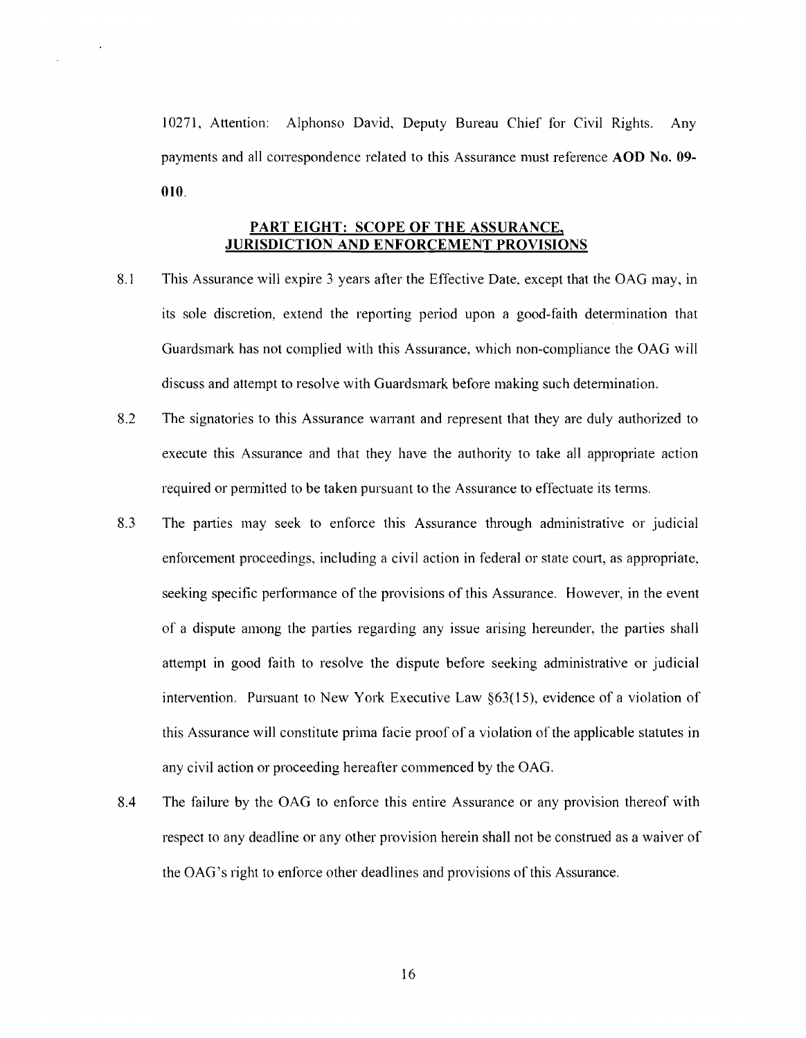10271, Attention: Alphonso David, Deputy Bureau Chief for Civil Rights. Any payments and all correspondence related to this Assurance must reference **AOD No. 09-010**.

## PART EIGHT: SCOPE OF THE ASSURANCE, JURISDICTION AND ENFORCEMENT PROVISIONS

8.1 This Assurance will expire 3 years after the Effective Date, except that the OAG may, in its sole discretion, extend the reporting period upon a good-faith determination that Guardsmark has not complied with this Assurance, which non-compliance the OAG will discuss and attempt to resolve with Guardsmark before making such determination.

8.2 The signatories to this Assurance warrant and represent that they are duly authorized to execute this Assurance and that they have the authority to take all appropriate action required or permitted to be taken pursuant to the Assurance to effectuate its terms.

8.3 The parties may seek to enforce this Assurance through administrative or judicial enforcement proceedings, including a civil action in federal or state court, as appropriate, seeking specific performance of the provisions of this Assurance. However, in the event of a dispute among the parties regarding any issue arising hereunder, the parties shall attempt in good faith to resolve the dispute before seeking administrative or judicial intervention. Pursuant to New York Executive Law §63(15), evidence of a violation of this Assurance will constitute prima facie proof of a violation of the applicable statutes in any civil action or proceeding hereafter commenced by the OAG.

8.4 The failure by the OAG to enforce this entire Assurance or any provision thereof with respect to any deadline or any other provision herein shall not be construed as a waiver of the OAG's right to enforce other deadlines and provisions of this Assurance.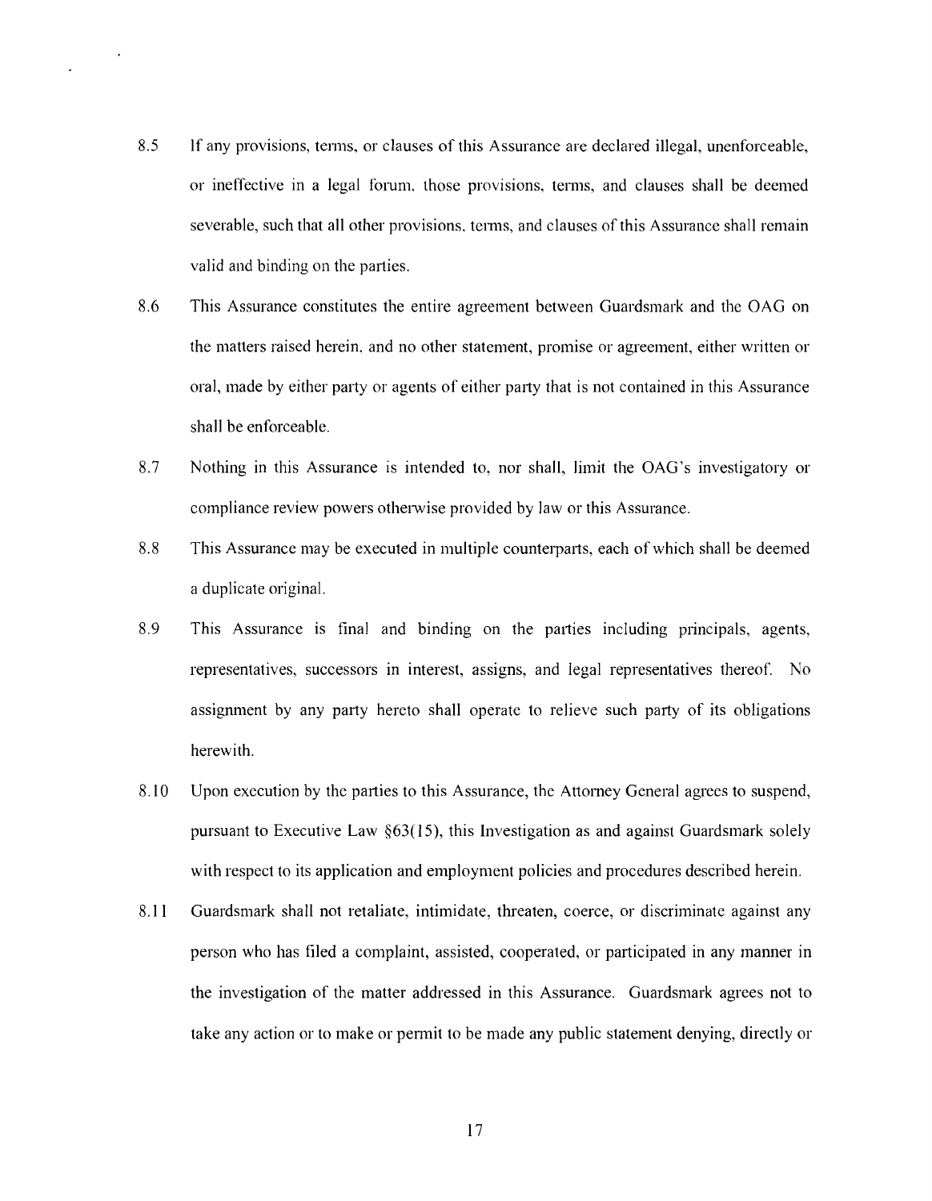8.5 If any provisions, terms, or clauses of this Assurance are declared illegal, unenforceable, or ineffective in a legal forum, those provisions, terms, and clauses shall be deemed severable, such that all other provisions, terms, and clauses of this Assurance shall remain valid and binding on the parties.

8.6 This Assurance constitutes the entire agreement between Guardsmark and the OAG on the matters raised herein, and no other statement, promise or agreement, either written or oral, made by either party or agents of either party that is not contained in this Assurance shall be enforceable.

8.7 Nothing in this Assurance is intended to, nor shall, limit the OAG's investigatory or compliance review powers otherwise provided by law or this Assurance.

8.8 This Assurance may be executed in multiple counterparts, each of which shall be deemed a duplicate original.

8.9 This Assurance is final and binding on the parties including principals, agents, representatives, successors in interest, assigns, and legal representatives thereof. No assignment by any party hereto shall operate to relieve such party of its obligations herewith.

8.10 Upon execution by the parties to this Assurance, the Attorney General agrees to suspend, pursuant to Executive Law §63(15), this Investigation as and against Guardsmark solely with respect to its application and employment policies and procedures described herein.

8.11 Guardsmark shall not retaliate, intimidate, threaten, coerce, or discriminate against any person who has filed a complaint, assisted, cooperated, or participated in any manner in the investigation of the matter addressed in this Assurance. Guardsmark agrees not to take any action or to make or permit to be made any public statement denying, directly or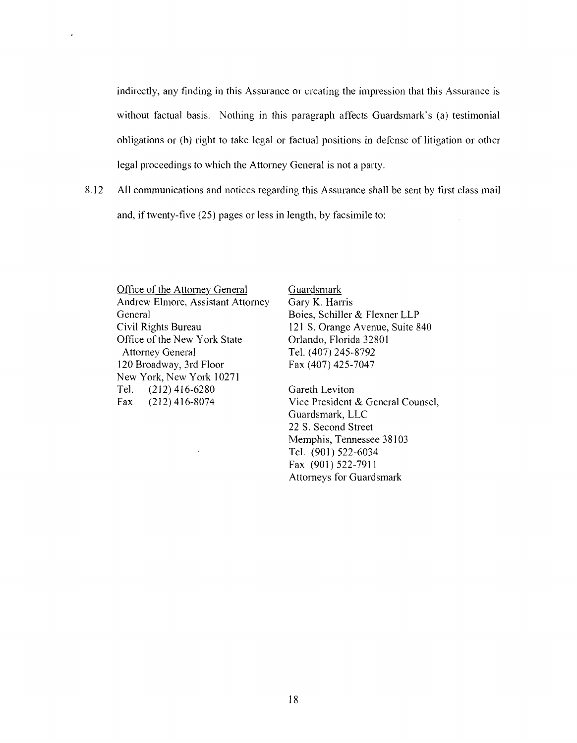indirectly, any finding in this Assurance or creating the impression that this Assurance is without factual basis. Nothing in this paragraph affects Guardsmark's (a) testimonial obligations or (b) right to take legal or factual positions in defense of litigation or other legal proceedings to which the Attorney General is not a party.

8.12 All communications and notices regarding this Assurance shall be sent by first class mail and, if twenty-five (25) pages or less in length, by facsimile to:

Office of the Attorney General
Andrew Elmore, Assistant Attorney General
Civil Rights Bureau
Office of the New York State Attorney General
120 Broadway, 3rd Floor
New York, New York 10271
Tel. (212) 416-6280
Fax (212) 416-8074

Guardsmark
Gary K. Harris
Boies, Schiller & Flexner LLP
121 S. Orange Avenue, Suite 840
Orlando, Florida 32801
Tel. (407) 245-8792
Fax (407) 425-7047

Gareth Leviton
Vice President & General Counsel,
Guardsmark, LLC
22 S. Second Street
Memphis, Tennessee 38103
Tel. (901) 522-6034
Fax (901) 522-7911
Attorneys for Guardsmark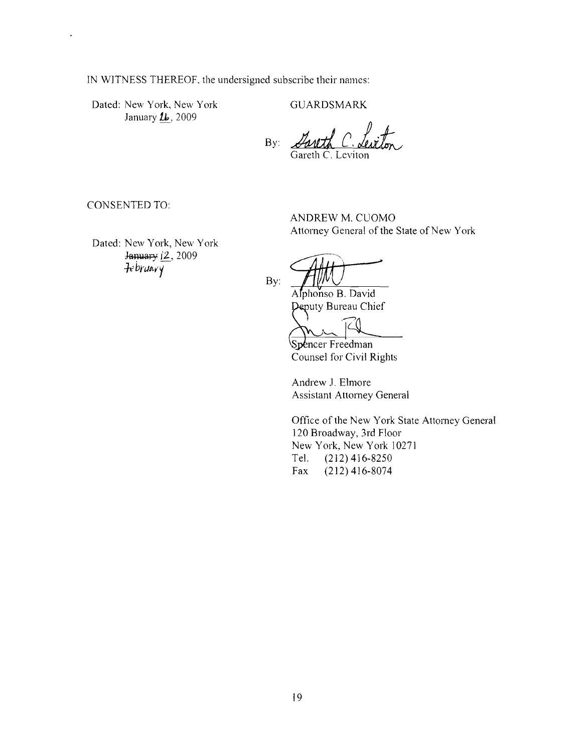IN WITNESS THEREOF, the undersigned subscribe their names:

Dated: New York, New York
January 16, 2009

GUARDSMARK

By: Gareth C. Leviton
Gareth C. Leviton

CONSENTED TO:

ANDREW M. CUOMO
Attorney General of the State of New York

Dated: New York, New York
~~January~~ 12, 2009
February

By:
Alphonso B. David
Deputy Bureau Chief

Spencer Freedman
Counsel for Civil Rights

Andrew J. Elmore
Assistant Attorney General

Office of the New York State Attorney General
120 Broadway, 3rd Floor
New York, New York 10271
Tel. (212) 416-8250
Fax (212) 416-8074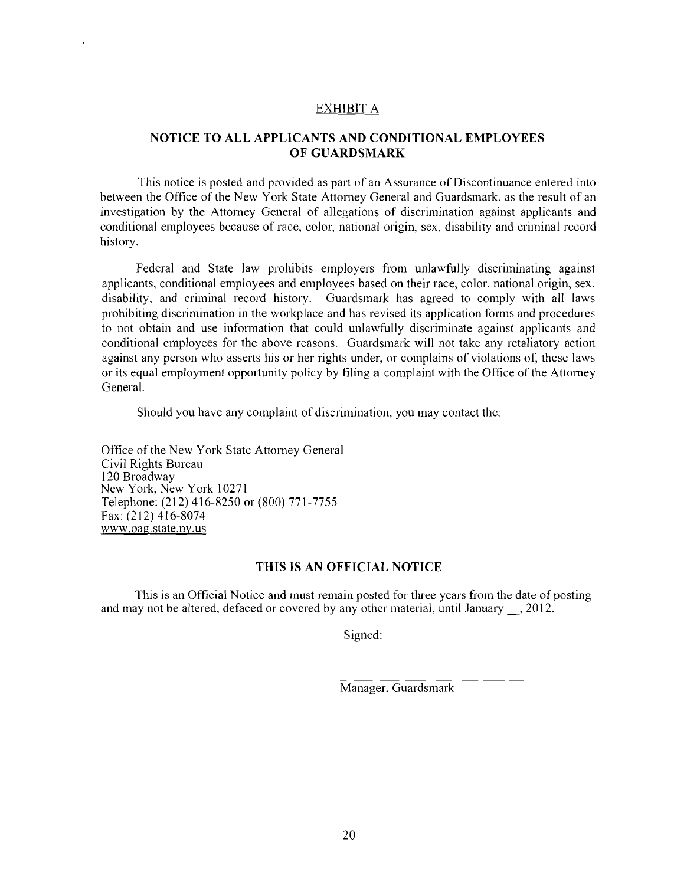EXHIBIT A

## NOTICE TO ALL APPLICANTS AND CONDITIONAL EMPLOYEES OF GUARDSMARK

This notice is posted and provided as part of an Assurance of Discontinuance entered into between the Office of the New York State Attorney General and Guardsmark, as the result of an investigation by the Attorney General of allegations of discrimination against applicants and conditional employees because of race, color, national origin, sex, disability and criminal record history.

Federal and State law prohibits employers from unlawfully discriminating against applicants, conditional employees and employees based on their race, color, national origin, sex, disability, and criminal record history. Guardsmark has agreed to comply with all laws prohibiting discrimination in the workplace and has revised its application forms and procedures to not obtain and use information that could unlawfully discriminate against applicants and conditional employees for the above reasons. Guardsmark will not take any retaliatory action against any person who asserts his or her rights under, or complains of violations of, these laws or its equal employment opportunity policy by filing a complaint with the Office of the Attorney General.

Should you have any complaint of discrimination, you may contact the:

Office of the New York State Attorney General
Civil Rights Bureau
120 Broadway
New York, New York 10271
Telephone: (212) 416-8250 or (800) 771-7755
Fax: (212) 416-8074
www.oag.state.ny.us

## THIS IS AN OFFICIAL NOTICE

This is an Official Notice and must remain posted for three years from the date of posting and may not be altered, defaced or covered by any other material, until January __, 2012.

Signed:

\_\_\_\_\_\_\_\_\_\_\_\_\_\_\_\_\_\_\_\_\_\_\_\_\_\_
Manager, Guardsmark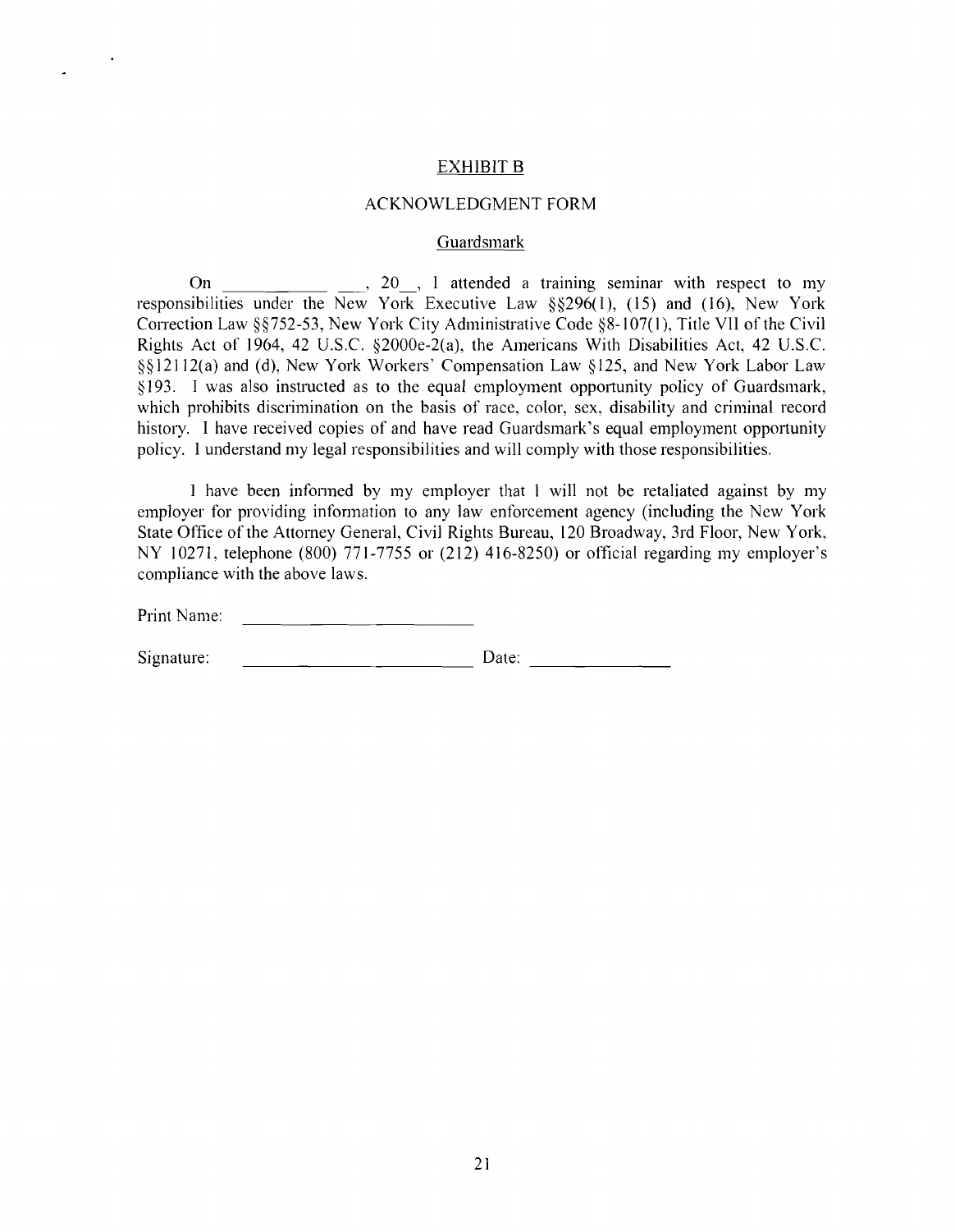EXHIBIT B

ACKNOWLEDGMENT FORM

Guardsmark

On ____________ ___, 20__, I attended a training seminar with respect to my responsibilities under the New York Executive Law §§296(1), (15) and (16), New York Correction Law §§752-53, New York City Administrative Code §8-107(1), Title VII of the Civil Rights Act of 1964, 42 U.S.C. §2000e-2(a), the Americans With Disabilities Act, 42 U.S.C. §§12112(a) and (d), New York Workers' Compensation Law §125, and New York Labor Law §193. I was also instructed as to the equal employment opportunity policy of Guardsmark, which prohibits discrimination on the basis of race, color, sex, disability and criminal record history. I have received copies of and have read Guardsmark's equal employment opportunity policy. I understand my legal responsibilities and will comply with those responsibilities.

I have been informed by my employer that I will not be retaliated against by my employer for providing information to any law enforcement agency (including the New York State Office of the Attorney General, Civil Rights Bureau, 120 Broadway, 3rd Floor, New York, NY 10271, telephone (800) 771-7755 or (212) 416-8250) or official regarding my employer's compliance with the above laws.

Print Name: ____________________________

Signature: ____________________________ Date: ________________